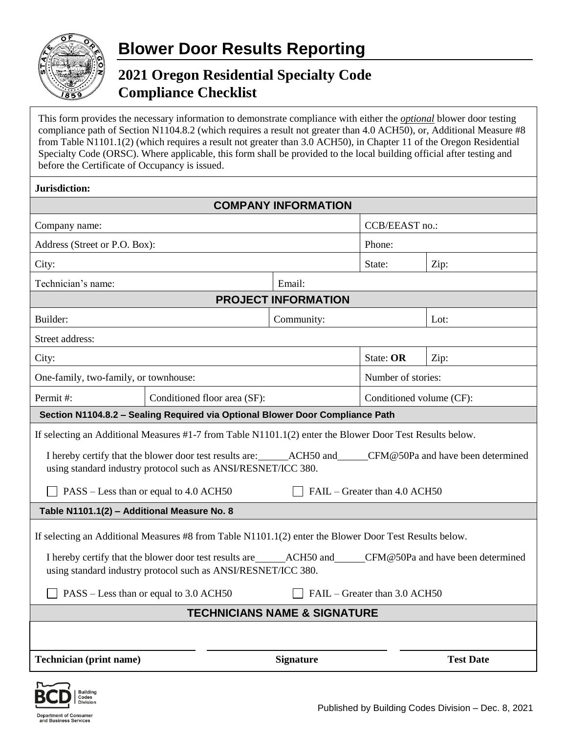# Blower Door Results Reporting

## 2021 Oregon Residential Specialty Code Compliance Checklist

This form provides the necessary information to demonstrate compliance with either the ***optional*** blower door testing compliance path of Section N1104.8.2 (which requires a result not greater than 4.0 ACH50), or, Additional Measure #8 from Table N1101.1(2) (which requires a result not greater than 3.0 ACH50), in Chapter 11 of the Oregon Residential Specialty Code (ORSC). Where applicable, this form shall be provided to the local building official after testing and before the Certificate of Occupancy is issued.

**Jurisdiction:**

### COMPANY INFORMATION

| | | | |
|---|---|---|---|
| Company name: | | CCB/EEAST no.: | |
| Address (Street or P.O. Box): | | Phone: | |
| City: | | State: | Zip: |
| Technician's name: | Email: | | |

### PROJECT INFORMATION

| | | | | |
|---|---|---|---|---|
| Builder: | | Community: | | Lot: |
| Street address: | | | | |
| City: | | | State: **OR** | Zip: |
| One-family, two-family, or townhouse: | | | Number of stories: | |
| Permit #: | Conditioned floor area (SF): | | Conditioned volume (CF): | |

### Section N1104.8.2 – Sealing Required via Optional Blower Door Compliance Path

If selecting an Additional Measures #1-7 from Table N1101.1(2) enter the Blower Door Test Results below.

I hereby certify that the blower door test results are:\_\_\_\_\_\_ACH50 and\_\_\_\_\_\_CFM@50Pa and have been determined using standard industry protocol such as ANSI/RESNET/ICC 380.

☐ PASS – Less than or equal to 4.0 ACH50 ☐ FAIL – Greater than 4.0 ACH50

### Table N1101.1(2) – Additional Measure No. 8

If selecting an Additional Measures #8 from Table N1101.1(2) enter the Blower Door Test Results below.

I hereby certify that the blower door test results are\_\_\_\_\_\_ACH50 and\_\_\_\_\_\_CFM@50Pa and have been determined using standard industry protocol such as ANSI/RESNET/ICC 380.

☐ PASS – Less than or equal to 3.0 ACH50 ☐ FAIL – Greater than 3.0 ACH50

### TECHNICIANS NAME & SIGNATURE

| \_\_\_\_\_\_\_\_\_\_\_\_\_\_\_\_\_\_\_\_ | \_\_\_\_\_\_\_\_\_\_\_\_\_\_\_\_\_\_\_\_ | \_\_\_\_\_\_\_\_\_\_\_\_\_\_\_\_\_\_\_\_ |
|---|---|---|
| **Technician (print name)** | **Signature** | **Test Date** |

Building Codes Division
Department of Consumer and Business Services

Published by Building Codes Division – Dec. 8, 2021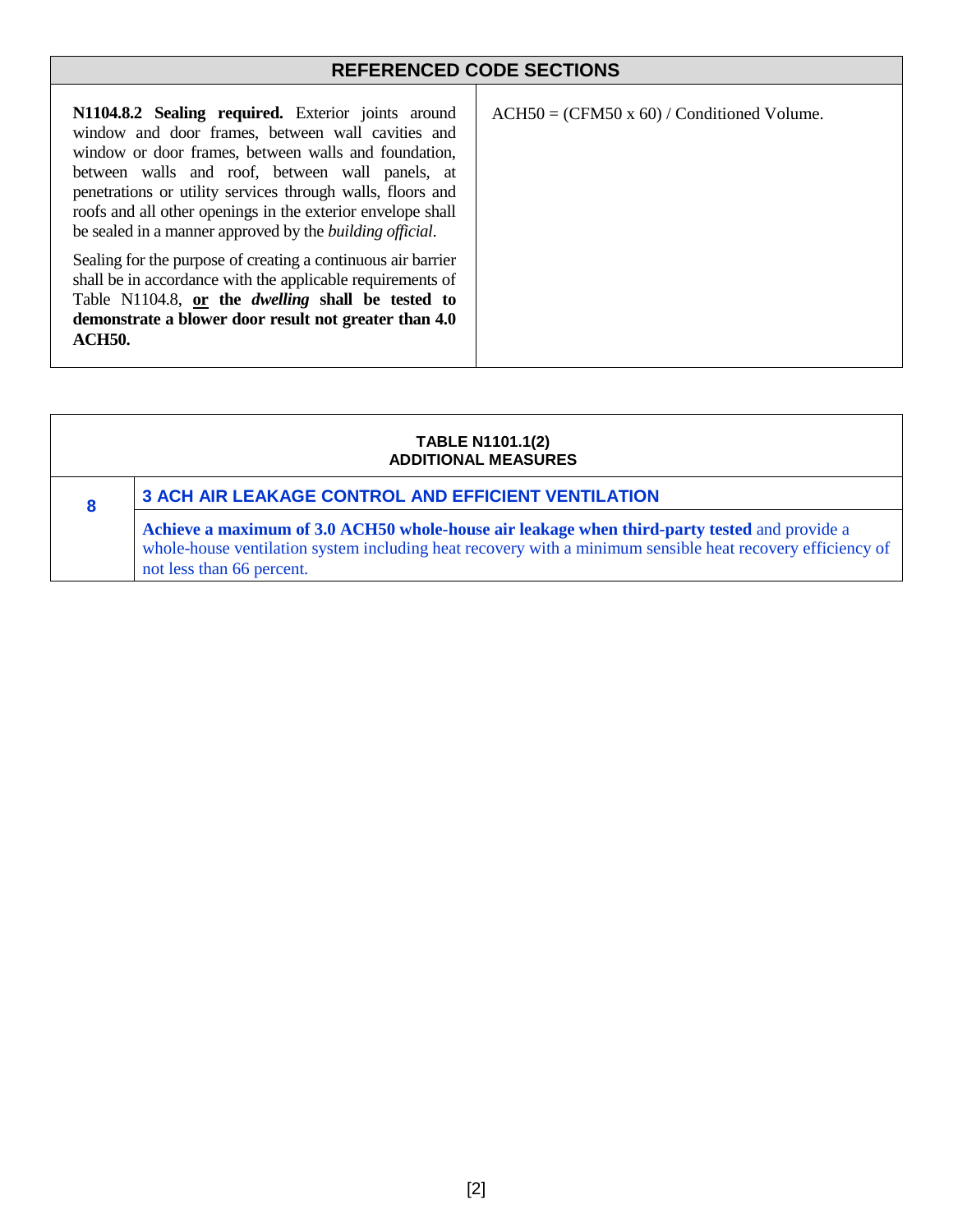| REFERENCED CODE SECTIONS | |
|---|---|
| **N1104.8.2 Sealing required.** Exterior joints around window and door frames, between wall cavities and window or door frames, between walls and foundation, between walls and roof, between wall panels, at penetrations or utility services through walls, floors and roofs and all other openings in the exterior envelope shall be sealed in a manner approved by the *building official*.<br><br>Sealing for the purpose of creating a continuous air barrier shall be in accordance with the applicable requirements of Table N1104.8, **or the *dwelling* shall be tested to demonstrate a blower door result not greater than 4.0 ACH50.** | ACH50 = (CFM50 x 60) / Conditioned Volume. |

| TABLE N1101.1(2)<br>ADDITIONAL MEASURES | |
|---|---|
| **8** | **3 ACH AIR LEAKAGE CONTROL AND EFFICIENT VENTILATION** |
| | **Achieve a maximum of 3.0 ACH50 whole-house air leakage when third-party tested** and provide a whole-house ventilation system including heat recovery with a minimum sensible heat recovery efficiency of not less than 66 percent. |